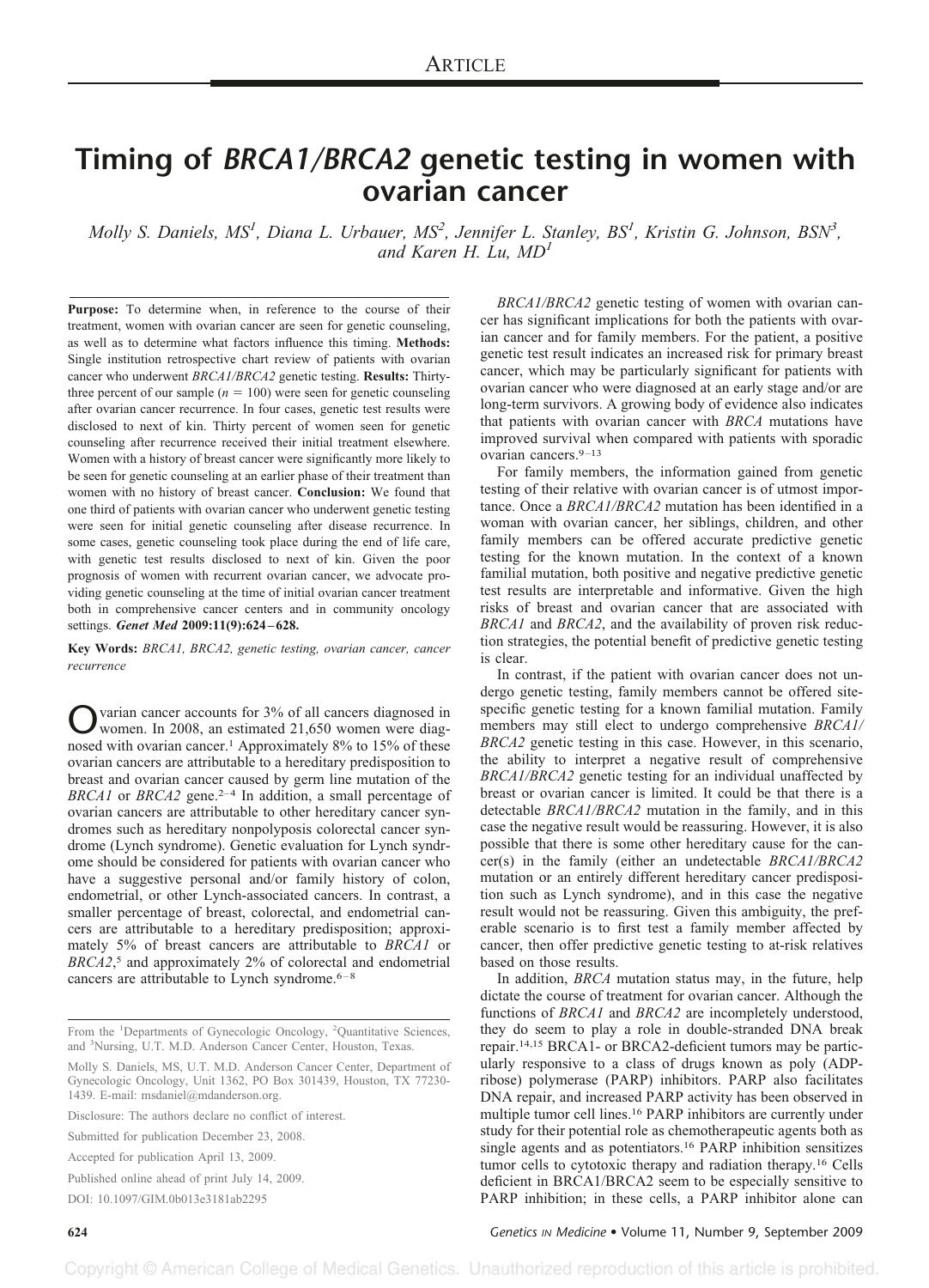ARTICLE

# Timing of *BRCA1/BRCA2* genetic testing in women with ovarian cancer

*Molly S. Daniels, MS[1], Diana L. Urbauer, MS[2], Jennifer L. Stanley, BS[1], Kristin G. Johnson, BSN[3], and Karen H. Lu, MD[1]*

**Purpose:** To determine when, in reference to the course of their treatment, women with ovarian cancer are seen for genetic counseling, as well as to determine what factors influence this timing. **Methods:** Single institution retrospective chart review of patients with ovarian cancer who underwent *BRCA1/BRCA2* genetic testing. **Results:** Thirty-three percent of our sample ($n = 100$) were seen for genetic counseling after ovarian cancer recurrence. In four cases, genetic test results were disclosed to next of kin. Thirty percent of women seen for genetic counseling after recurrence received their initial treatment elsewhere. Women with a history of breast cancer were significantly more likely to be seen for genetic counseling at an earlier phase of their treatment than women with no history of breast cancer. **Conclusion:** We found that one third of patients with ovarian cancer who underwent genetic testing were seen for initial genetic counseling after disease recurrence. In some cases, genetic counseling took place during the end of life care, with genetic test results disclosed to next of kin. Given the poor prognosis of women with recurrent ovarian cancer, we advocate providing genetic counseling at the time of initial ovarian cancer treatment both in comprehensive cancer centers and in community oncology settings. *Genet Med* **2009:11(9):624–628.**

**Key Words:** *BRCA1, BRCA2, genetic testing, ovarian cancer, cancer recurrence*

Ovarian cancer accounts for 3% of all cancers diagnosed in women. In 2008, an estimated 21,650 women were diagnosed with ovarian cancer.[1] Approximately 8% to 15% of these ovarian cancers are attributable to a hereditary predisposition to breast and ovarian cancer caused by germ line mutation of the *BRCA1* or *BRCA2* gene.[2–4] In addition, a small percentage of ovarian cancers are attributable to other hereditary cancer syndromes such as hereditary nonpolyposis colorectal cancer syndrome (Lynch syndrome). Genetic evaluation for Lynch syndrome should be considered for patients with ovarian cancer who have a suggestive personal and/or family history of colon, endometrial, or other Lynch-associated cancers. In contrast, a smaller percentage of breast, colorectal, and endometrial cancers are attributable to a hereditary predisposition; approximately 5% of breast cancers are attributable to *BRCA1* or *BRCA2*,[5] and approximately 2% of colorectal and endometrial cancers are attributable to Lynch syndrome.[6–8]

From the [1]Departments of Gynecologic Oncology, [2]Quantitative Sciences, and [3]Nursing, U.T. M.D. Anderson Cancer Center, Houston, Texas.

Molly S. Daniels, MS, U.T. M.D. Anderson Cancer Center, Department of Gynecologic Oncology, Unit 1362, PO Box 301439, Houston, TX 77230-1439. E-mail: msdaniel@mdanderson.org.

Disclosure: The authors declare no conflict of interest.

Submitted for publication December 23, 2008.

Accepted for publication April 13, 2009.

Published online ahead of print July 14, 2009.

DOI: 10.1097/GIM.0b013e3181ab2295

*BRCA1/BRCA2* genetic testing of women with ovarian cancer has significant implications for both the patients with ovarian cancer and for family members. For the patient, a positive genetic test result indicates an increased risk for primary breast cancer, which may be particularly significant for patients with ovarian cancer who were diagnosed at an early stage and/or are long-term survivors. A growing body of evidence also indicates that patients with ovarian cancer with *BRCA* mutations have improved survival when compared with patients with sporadic ovarian cancers.[9–13]

For family members, the information gained from genetic testing of their relative with ovarian cancer is of utmost importance. Once a *BRCA1/BRCA2* mutation has been identified in a woman with ovarian cancer, her siblings, children, and other family members can be offered accurate predictive genetic testing for the known mutation. In the context of a known familial mutation, both positive and negative predictive genetic test results are interpretable and informative. Given the high risks of breast and ovarian cancer that are associated with *BRCA1* and *BRCA2*, and the availability of proven risk reduction strategies, the potential benefit of predictive genetic testing is clear.

In contrast, if the patient with ovarian cancer does not undergo genetic testing, family members cannot be offered site-specific genetic testing for a known familial mutation. Family members may still elect to undergo comprehensive *BRCA1/BRCA2* genetic testing in this case. However, in this scenario, the ability to interpret a negative result of comprehensive *BRCA1/BRCA2* genetic testing for an individual unaffected by breast or ovarian cancer is limited. It could be that there is a detectable *BRCA1/BRCA2* mutation in the family, and in this case the negative result would be reassuring. However, it is also possible that there is some other hereditary cause for the cancer(s) in the family (either an undetectable *BRCA1/BRCA2* mutation or an entirely different hereditary cancer predisposition such as Lynch syndrome), and in this case the negative result would not be reassuring. Given this ambiguity, the preferable scenario is to first test a family member affected by cancer, then offer predictive genetic testing to at-risk relatives based on those results.

In addition, *BRCA* mutation status may, in the future, help dictate the course of treatment for ovarian cancer. Although the functions of *BRCA1* and *BRCA2* are incompletely understood, they do seem to play a role in double-stranded DNA break repair.[14,15] BRCA1- or BRCA2-deficient tumors may be particularly responsive to a class of drugs known as poly (ADP-ribose) polymerase (PARP) inhibitors. PARP also facilitates DNA repair, and increased PARP activity has been observed in multiple tumor cell lines.[16] PARP inhibitors are currently under study for their potential role as chemotherapeutic agents both as single agents and as potentiators.[16] PARP inhibition sensitizes tumor cells to cytotoxic therapy and radiation therapy.[16] Cells deficient in BRCA1/BRCA2 seem to be especially sensitive to PARP inhibition; in these cells, a PARP inhibitor alone can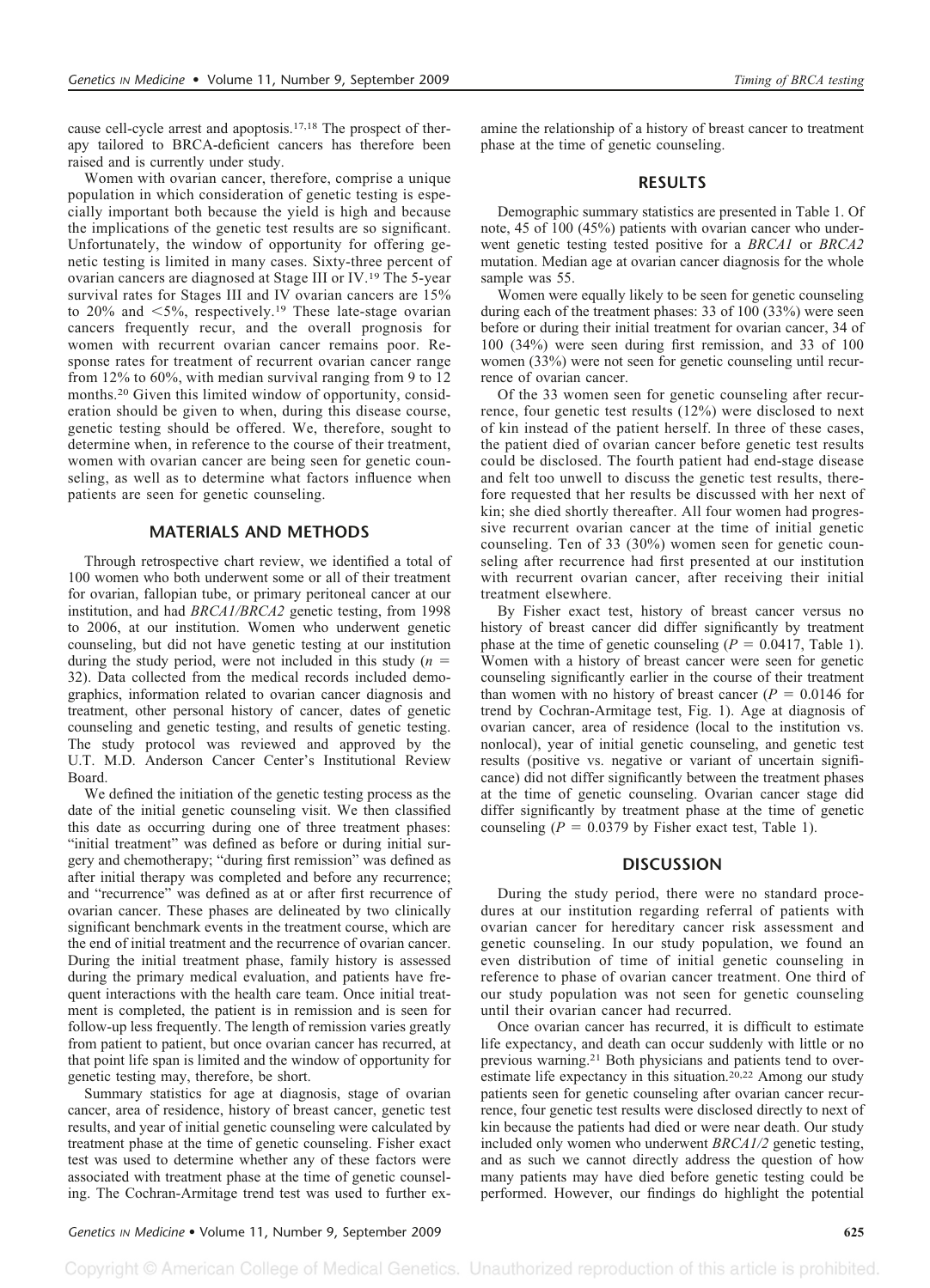cause cell-cycle arrest and apoptosis.[17,18] The prospect of therapy tailored to BRCA-deficient cancers has therefore been raised and is currently under study.

Women with ovarian cancer, therefore, comprise a unique population in which consideration of genetic testing is especially important both because the yield is high and because the implications of the genetic test results are so significant. Unfortunately, the window of opportunity for offering genetic testing is limited in many cases. Sixty-three percent of ovarian cancers are diagnosed at Stage III or IV.[19] The 5-year survival rates for Stages III and IV ovarian cancers are 15% to 20% and <5%, respectively.[19] These late-stage ovarian cancers frequently recur, and the overall prognosis for women with recurrent ovarian cancer remains poor. Response rates for treatment of recurrent ovarian cancer range from 12% to 60%, with median survival ranging from 9 to 12 months.[20] Given this limited window of opportunity, consideration should be given to when, during this disease course, genetic testing should be offered. We, therefore, sought to determine when, in reference to the course of their treatment, women with ovarian cancer are being seen for genetic counseling, as well as to determine what factors influence when patients are seen for genetic counseling.

## MATERIALS AND METHODS

Through retrospective chart review, we identified a total of 100 women who both underwent some or all of their treatment for ovarian, fallopian tube, or primary peritoneal cancer at our institution, and had *BRCA1/BRCA2* genetic testing, from 1998 to 2006, at our institution. Women who underwent genetic counseling, but did not have genetic testing at our institution during the study period, were not included in this study ($n$ = 32). Data collected from the medical records included demographics, information related to ovarian cancer diagnosis and treatment, other personal history of cancer, dates of genetic counseling and genetic testing, and results of genetic testing. The study protocol was reviewed and approved by the U.T. M.D. Anderson Cancer Center's Institutional Review Board.

We defined the initiation of the genetic testing process as the date of the initial genetic counseling visit. We then classified this date as occurring during one of three treatment phases: "initial treatment" was defined as before or during initial surgery and chemotherapy; "during first remission" was defined as after initial therapy was completed and before any recurrence; and "recurrence" was defined as at or after first recurrence of ovarian cancer. These phases are delineated by two clinically significant benchmark events in the treatment course, which are the end of initial treatment and the recurrence of ovarian cancer. During the initial treatment phase, family history is assessed during the primary medical evaluation, and patients have frequent interactions with the health care team. Once initial treatment is completed, the patient is in remission and is seen for follow-up less frequently. The length of remission varies greatly from patient to patient, but once ovarian cancer has recurred, at that point life span is limited and the window of opportunity for genetic testing may, therefore, be short.

Summary statistics for age at diagnosis, stage of ovarian cancer, area of residence, history of breast cancer, genetic test results, and year of initial genetic counseling were calculated by treatment phase at the time of genetic counseling. Fisher exact test was used to determine whether any of these factors were associated with treatment phase at the time of genetic counseling. The Cochran-Armitage trend test was used to further examine the relationship of a history of breast cancer to treatment phase at the time of genetic counseling.

## RESULTS

Demographic summary statistics are presented in Table 1. Of note, 45 of 100 (45%) patients with ovarian cancer who underwent genetic testing tested positive for a *BRCA1* or *BRCA2* mutation. Median age at ovarian cancer diagnosis for the whole sample was 55.

Women were equally likely to be seen for genetic counseling during each of the treatment phases: 33 of 100 (33%) were seen before or during their initial treatment for ovarian cancer, 34 of 100 (34%) were seen during first remission, and 33 of 100 women (33%) were not seen for genetic counseling until recurrence of ovarian cancer.

Of the 33 women seen for genetic counseling after recurrence, four genetic test results (12%) were disclosed to next of kin instead of the patient herself. In three of these cases, the patient died of ovarian cancer before genetic test results could be disclosed. The fourth patient had end-stage disease and felt too unwell to discuss the genetic test results, therefore requested that her results be discussed with her next of kin; she died shortly thereafter. All four women had progressive recurrent ovarian cancer at the time of initial genetic counseling. Ten of 33 (30%) women seen for genetic counseling after recurrence had first presented at our institution with recurrent ovarian cancer, after receiving their initial treatment elsewhere.

By Fisher exact test, history of breast cancer versus no history of breast cancer did differ significantly by treatment phase at the time of genetic counseling ($P$ = 0.0417, Table 1). Women with a history of breast cancer were seen for genetic counseling significantly earlier in the course of their treatment than women with no history of breast cancer ($P$ = 0.0146 for trend by Cochran-Armitage test, Fig. 1). Age at diagnosis of ovarian cancer, area of residence (local to the institution vs. nonlocal), year of initial genetic counseling, and genetic test results (positive vs. negative or variant of uncertain significance) did not differ significantly between the treatment phases at the time of genetic counseling. Ovarian cancer stage did differ significantly by treatment phase at the time of genetic counseling ($P$ = 0.0379 by Fisher exact test, Table 1).

## DISCUSSION

During the study period, there were no standard procedures at our institution regarding referral of patients with ovarian cancer for hereditary cancer risk assessment and genetic counseling. In our study population, we found an even distribution of time of initial genetic counseling in reference to phase of ovarian cancer treatment. One third of our study population was not seen for genetic counseling until their ovarian cancer had recurred.

Once ovarian cancer has recurred, it is difficult to estimate life expectancy, and death can occur suddenly with little or no previous warning.[21] Both physicians and patients tend to overestimate life expectancy in this situation.[20,22] Among our study patients seen for genetic counseling after ovarian cancer recurrence, four genetic test results were disclosed directly to next of kin because the patients had died or were near death. Our study included only women who underwent *BRCA1/2* genetic testing, and as such we cannot directly address the question of how many patients may have died before genetic testing could be performed. However, our findings do highlight the potential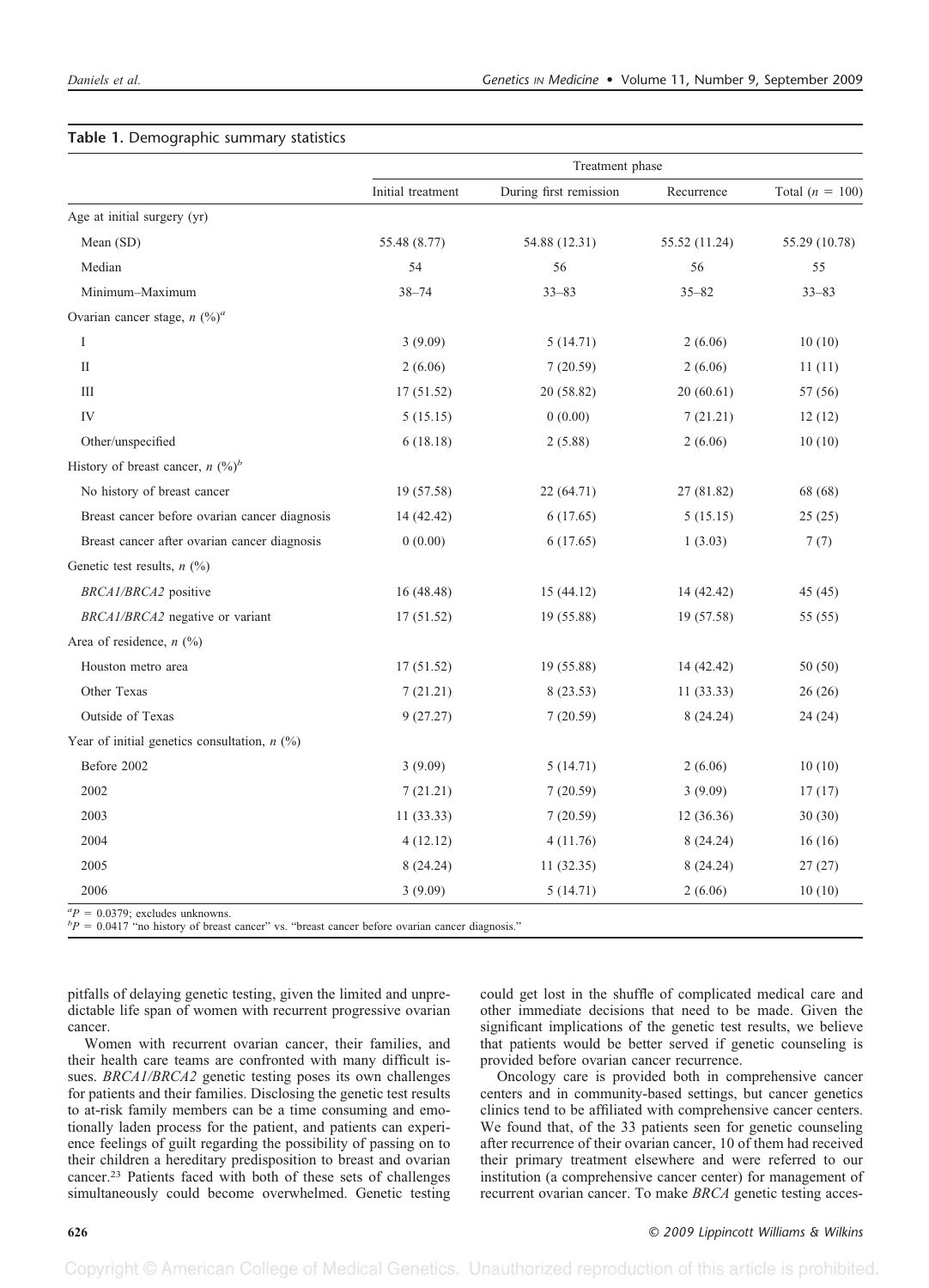**Table 1.** Demographic summary statistics

| | Treatment phase | | | |
|---|---|---|---|---|
| | Initial treatment | During first remission | Recurrence | Total ($n$ = 100) |
| Age at initial surgery (yr) | | | | |
| Mean (SD) | 55.48 (8.77) | 54.88 (12.31) | 55.52 (11.24) | 55.29 (10.78) |
| Median | 54 | 56 | 56 | 55 |
| Minimum–Maximum | 38–74 | 33–83 | 35–82 | 33–83 |
| Ovarian cancer stage, $n$ (%)[a] | | | | |
| I | 3 (9.09) | 5 (14.71) | 2 (6.06) | 10 (10) |
| II | 2 (6.06) | 7 (20.59) | 2 (6.06) | 11 (11) |
| III | 17 (51.52) | 20 (58.82) | 20 (60.61) | 57 (56) |
| IV | 5 (15.15) | 0 (0.00) | 7 (21.21) | 12 (12) |
| Other/unspecified | 6 (18.18) | 2 (5.88) | 2 (6.06) | 10 (10) |
| History of breast cancer, $n$ (%)[b] | | | | |
| No history of breast cancer | 19 (57.58) | 22 (64.71) | 27 (81.82) | 68 (68) |
| Breast cancer before ovarian cancer diagnosis | 14 (42.42) | 6 (17.65) | 5 (15.15) | 25 (25) |
| Breast cancer after ovarian cancer diagnosis | 0 (0.00) | 6 (17.65) | 1 (3.03) | 7 (7) |
| Genetic test results, $n$ (%) | | | | |
| *BRCA1/BRCA2* positive | 16 (48.48) | 15 (44.12) | 14 (42.42) | 45 (45) |
| *BRCA1/BRCA2* negative or variant | 17 (51.52) | 19 (55.88) | 19 (57.58) | 55 (55) |
| Area of residence, $n$ (%) | | | | |
| Houston metro area | 17 (51.52) | 19 (55.88) | 14 (42.42) | 50 (50) |
| Other Texas | 7 (21.21) | 8 (23.53) | 11 (33.33) | 26 (26) |
| Outside of Texas | 9 (27.27) | 7 (20.59) | 8 (24.24) | 24 (24) |
| Year of initial genetics consultation, $n$ (%) | | | | |
| Before 2002 | 3 (9.09) | 5 (14.71) | 2 (6.06) | 10 (10) |
| 2002 | 7 (21.21) | 7 (20.59) | 3 (9.09) | 17 (17) |
| 2003 | 11 (33.33) | 7 (20.59) | 12 (36.36) | 30 (30) |
| 2004 | 4 (12.12) | 4 (11.76) | 8 (24.24) | 16 (16) |
| 2005 | 8 (24.24) | 11 (32.35) | 8 (24.24) | 27 (27) |
| 2006 | 3 (9.09) | 5 (14.71) | 2 (6.06) | 10 (10) |

[a] $P$ = 0.0379; excludes unknowns.
[b] $P$ = 0.0417 "no history of breast cancer" vs. "breast cancer before ovarian cancer diagnosis."

pitfalls of delaying genetic testing, given the limited and unpredictable life span of women with recurrent progressive ovarian cancer.

Women with recurrent ovarian cancer, their families, and their health care teams are confronted with many difficult issues. *BRCA1/BRCA2* genetic testing poses its own challenges for patients and their families. Disclosing the genetic test results to at-risk family members can be a time consuming and emotionally laden process for the patient, and patients can experience feelings of guilt regarding the possibility of passing on to their children a hereditary predisposition to breast and ovarian cancer.[23] Patients faced with both of these sets of challenges simultaneously could become overwhelmed. Genetic testing could get lost in the shuffle of complicated medical care and other immediate decisions that need to be made. Given the significant implications of the genetic test results, we believe that patients would be better served if genetic counseling is provided before ovarian cancer recurrence.

Oncology care is provided both in comprehensive cancer centers and in community-based settings, but cancer genetics clinics tend to be affiliated with comprehensive cancer centers. We found that, of the 33 patients seen for genetic counseling after recurrence of their ovarian cancer, 10 of them had received their primary treatment elsewhere and were referred to our institution (a comprehensive cancer center) for management of recurrent ovarian cancer. To make *BRCA* genetic testing acces-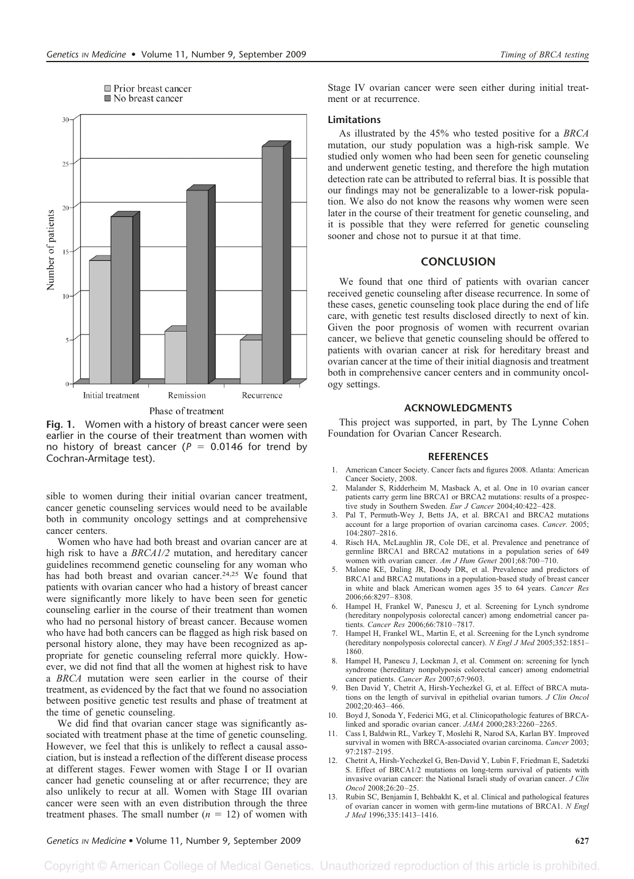□ Prior breast cancer
■ No breast cancer

Number of patients

30
25
20
15
10
5
0

Initial treatment
Remission
Recurrence

Phase of treatment

**Fig. 1.** Women with a history of breast cancer were seen earlier in the course of their treatment than women with no history of breast cancer ($P = 0.0146$ for trend by Cochran-Armitage test).

sible to women during their initial ovarian cancer treatment, cancer genetic counseling services would need to be available both in community oncology settings and at comprehensive cancer centers.

Women who have had both breast and ovarian cancer are at high risk to have a *BRCA1/2* mutation, and hereditary cancer guidelines recommend genetic counseling for any woman who has had both breast and ovarian cancer.[24,25] We found that patients with ovarian cancer who had a history of breast cancer were significantly more likely to have been seen for genetic counseling earlier in the course of their treatment than women who had no personal history of breast cancer. Because women who have had both cancers can be flagged as high risk based on personal history alone, they may have been recognized as appropriate for genetic counseling referral more quickly. However, we did not find that all the women at highest risk to have a *BRCA* mutation were seen earlier in the course of their treatment, as evidenced by the fact that we found no association between positive genetic test results and phase of treatment at the time of genetic counseling.

We did find that ovarian cancer stage was significantly associated with treatment phase at the time of genetic counseling. However, we feel that this is unlikely to reflect a causal association, but is instead a reflection of the different disease process at different stages. Fewer women with Stage I or II ovarian cancer had genetic counseling at or after recurrence; they are also unlikely to recur at all. Women with Stage III ovarian cancer were seen with an even distribution through the three treatment phases. The small number ($n = 12$) of women with Stage IV ovarian cancer were seen either during initial treatment or at recurrence.

### Limitations

As illustrated by the 45% who tested positive for a *BRCA* mutation, our study population was a high-risk sample. We studied only women who had been seen for genetic counseling and underwent genetic testing, and therefore the high mutation detection rate can be attributed to referral bias. It is possible that our findings may not be generalizable to a lower-risk population. We also do not know the reasons why women were seen later in the course of their treatment for genetic counseling, and it is possible that they were referred for genetic counseling sooner and chose not to pursue it at that time.

## CONCLUSION

We found that one third of patients with ovarian cancer received genetic counseling after disease recurrence. In some of these cases, genetic counseling took place during the end of life care, with genetic test results disclosed directly to next of kin. Given the poor prognosis of women with recurrent ovarian cancer, we believe that genetic counseling should be offered to patients with ovarian cancer at risk for hereditary breast and ovarian cancer at the time of their initial diagnosis and treatment both in comprehensive cancer centers and in community oncology settings.

## ACKNOWLEDGMENTS

This project was supported, in part, by The Lynne Cohen Foundation for Ovarian Cancer Research.

## REFERENCES

1. American Cancer Society. Cancer facts and figures 2008. Atlanta: American Cancer Society, 2008.
2. Malander S, Ridderheim M, Masback A, et al. One in 10 ovarian cancer patients carry germ line BRCA1 or BRCA2 mutations: results of a prospective study in Southern Sweden. *Eur J Cancer* 2004;40:422–428.
3. Pal T, Permuth-Wey J, Betts JA, et al. BRCA1 and BRCA2 mutations account for a large proportion of ovarian carcinoma cases. *Cancer.* 2005; 104:2807–2816.
4. Risch HA, McLaughlin JR, Cole DE, et al. Prevalence and penetrance of germline BRCA1 and BRCA2 mutations in a population series of 649 women with ovarian cancer. *Am J Hum Genet* 2001;68:700–710.
5. Malone KE, Daling JR, Doody DR, et al. Prevalence and predictors of BRCA1 and BRCA2 mutations in a population-based study of breast cancer in white and black American women ages 35 to 64 years. *Cancer Res* 2006;66:8297–8308.
6. Hampel H, Frankel W, Panescu J, et al. Screening for Lynch syndrome (hereditary nonpolyposis colorectal cancer) among endometrial cancer patients. *Cancer Res* 2006;66:7810–7817.
7. Hampel H, Frankel WL, Martin E, et al. Screening for the Lynch syndrome (hereditary nonpolyposis colorectal cancer). *N Engl J Med* 2005;352:1851–1860.
8. Hampel H, Panescu J, Lockman J, et al. Comment on: screening for lynch syndrome (hereditary nonpolyposis colorectal cancer) among endometrial cancer patients. *Cancer Res* 2007;67:9603.
9. Ben David Y, Chetrit A, Hirsh-Yechezkel G, et al. Effect of BRCA mutations on the length of survival in epithelial ovarian tumors. *J Clin Oncol* 2002;20:463–466.
10. Boyd J, Sonoda Y, Federici MG, et al. Clinicopathologic features of BRCA-linked and sporadic ovarian cancer. *JAMA* 2000;283:2260–2265.
11. Cass I, Baldwin RL, Varkey T, Moslehi R, Narod SA, Karlan BY. Improved survival in women with BRCA-associated ovarian carcinoma. *Cancer* 2003; 97:2187–2195.
12. Chetrit A, Hirsh-Yechezkel G, Ben-David Y, Lubin F, Friedman E, Sadetzki S. Effect of BRCA1/2 mutations on long-term survival of patients with invasive ovarian cancer: the National Israeli study of ovarian cancer. *J Clin Oncol* 2008;26:20–25.
13. Rubin SC, Benjamin I, Behbakht K, et al. Clinical and pathological features of ovarian cancer in women with germ-line mutations of BRCA1. *N Engl J Med* 1996;335:1413–1416.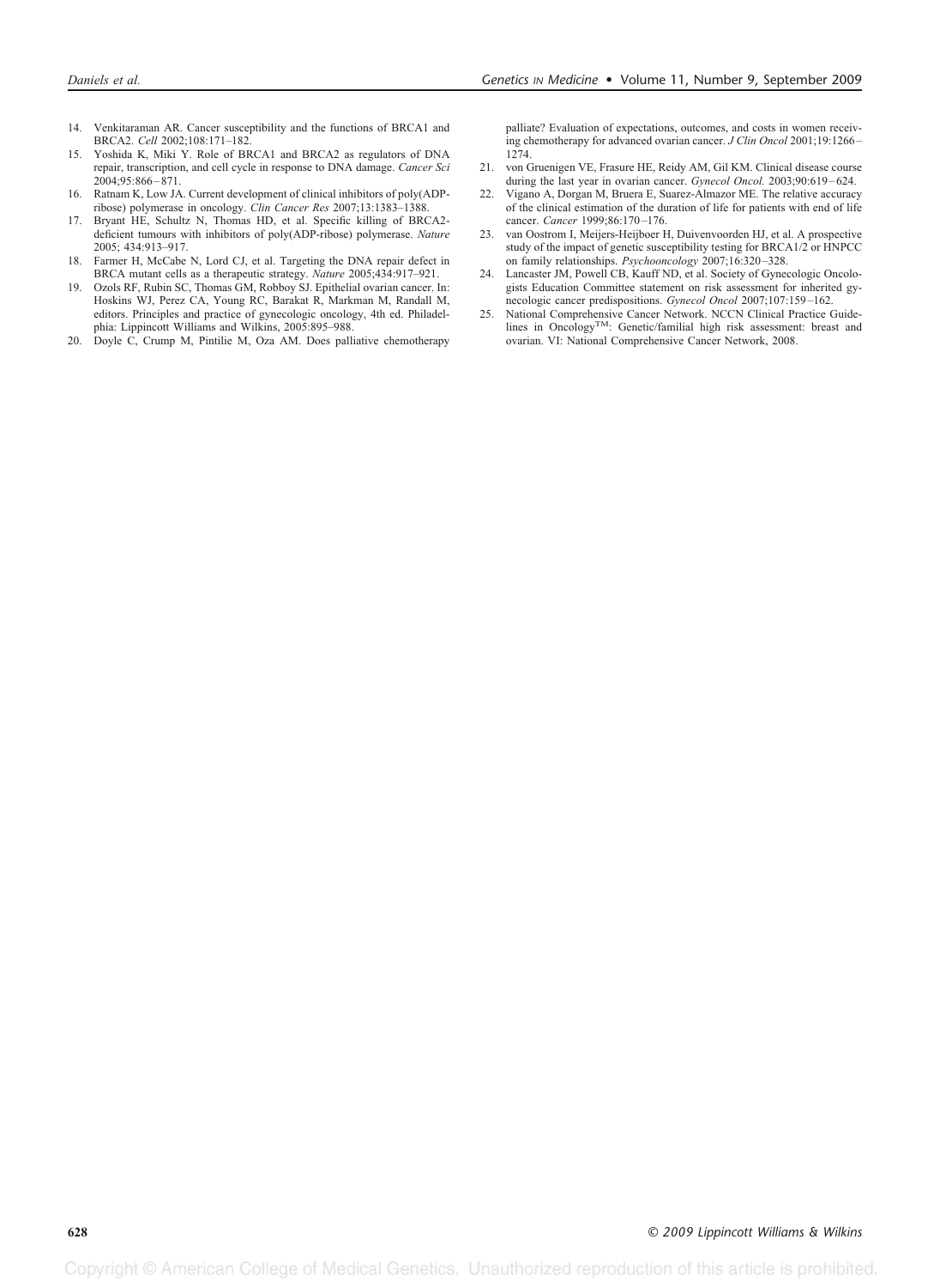14. Venkitaraman AR. Cancer susceptibility and the functions of BRCA1 and BRCA2. *Cell* 2002;108:171–182.
15. Yoshida K, Miki Y. Role of BRCA1 and BRCA2 as regulators of DNA repair, transcription, and cell cycle in response to DNA damage. *Cancer Sci* 2004;95:866–871.
16. Ratnam K, Low JA. Current development of clinical inhibitors of poly(ADP-ribose) polymerase in oncology. *Clin Cancer Res* 2007;13:1383–1388.
17. Bryant HE, Schultz N, Thomas HD, et al. Specific killing of BRCA2-deficient tumours with inhibitors of poly(ADP-ribose) polymerase. *Nature* 2005; 434:913–917.
18. Farmer H, McCabe N, Lord CJ, et al. Targeting the DNA repair defect in BRCA mutant cells as a therapeutic strategy. *Nature* 2005;434:917–921.
19. Ozols RF, Rubin SC, Thomas GM, Robboy SJ. Epithelial ovarian cancer. In: Hoskins WJ, Perez CA, Young RC, Barakat R, Markman M, Randall M, editors. Principles and practice of gynecologic oncology, 4th ed. Philadelphia: Lippincott Williams and Wilkins, 2005:895–988.
20. Doyle C, Crump M, Pintilie M, Oza AM. Does palliative chemotherapy palliate? Evaluation of expectations, outcomes, and costs in women receiving chemotherapy for advanced ovarian cancer. *J Clin Oncol* 2001;19:1266–1274.
21. von Gruenigen VE, Frasure HE, Reidy AM, Gil KM. Clinical disease course during the last year in ovarian cancer. *Gynecol Oncol.* 2003;90:619–624.
22. Vigano A, Dorgan M, Bruera E, Suarez-Almazor ME. The relative accuracy of the clinical estimation of the duration of life for patients with end of life cancer. *Cancer* 1999;86:170–176.
23. van Oostrom I, Meijers-Heijboer H, Duivenvoorden HJ, et al. A prospective study of the impact of genetic susceptibility testing for BRCA1/2 or HNPCC on family relationships. *Psychooncology* 2007;16:320–328.
24. Lancaster JM, Powell CB, Kauff ND, et al. Society of Gynecologic Oncologists Education Committee statement on risk assessment for inherited gynecologic cancer predispositions. *Gynecol Oncol* 2007;107:159–162.
25. National Comprehensive Cancer Network. NCCN Clinical Practice Guidelines in Oncology™: Genetic/familial high risk assessment: breast and ovarian. VI: National Comprehensive Cancer Network, 2008.